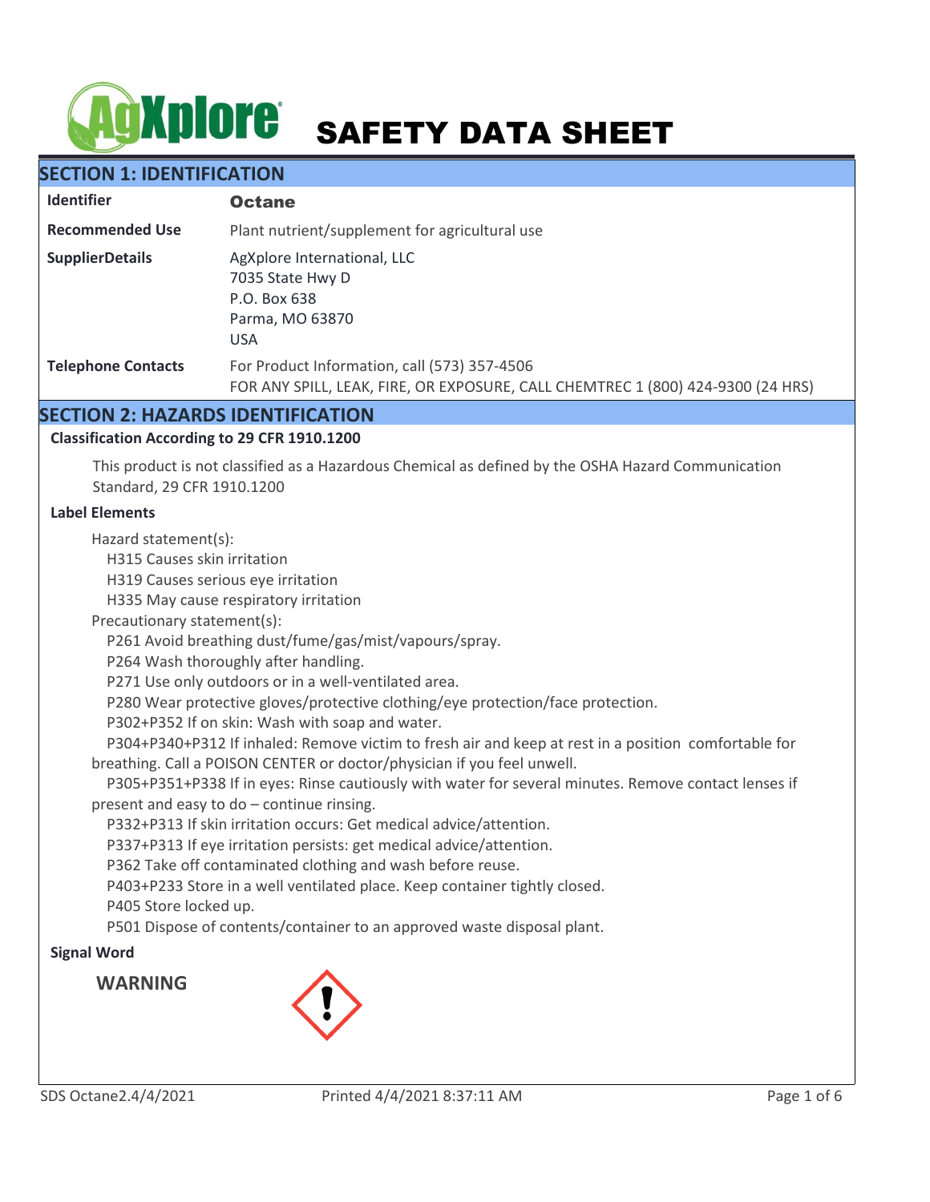# SAFETY DATA SHEET

## SECTION 1: IDENTIFICATION

| | |
|---|---|
| **Identifier** | **Octane** |
| **Recommended Use** | Plant nutrient/supplement for agricultural use |
| **SupplierDetails** | AgXplore International, LLC<br>7035 State Hwy D<br>P.O. Box 638<br>Parma, MO 63870<br>USA |
| **Telephone Contacts** | For Product Information, call (573) 357-4506<br>FOR ANY SPILL, LEAK, FIRE, OR EXPOSURE, CALL CHEMTREC 1 (800) 424-9300 (24 HRS) |

## SECTION 2: HAZARDS IDENTIFICATION

### Classification According to 29 CFR 1910.1200

This product is not classified as a Hazardous Chemical as defined by the OSHA Hazard Communication Standard, 29 CFR 1910.1200

### Label Elements

Hazard statement(s):
- H315 Causes skin irritation
- H319 Causes serious eye irritation
- H335 May cause respiratory irritation

Precautionary statement(s):
- P261 Avoid breathing dust/fume/gas/mist/vapours/spray.
- P264 Wash thoroughly after handling.
- P271 Use only outdoors or in a well-ventilated area.
- P280 Wear protective gloves/protective clothing/eye protection/face protection.
- P302+P352 If on skin: Wash with soap and water.
- P304+P340+P312 If inhaled: Remove victim to fresh air and keep at rest in a position comfortable for breathing. Call a POISON CENTER or doctor/physician if you feel unwell.
- P305+P351+P338 If in eyes: Rinse cautiously with water for several minutes. Remove contact lenses if present and easy to do – continue rinsing.
- P332+P313 If skin irritation occurs: Get medical advice/attention.
- P337+P313 If eye irritation persists: get medical advice/attention.
- P362 Take off contaminated clothing and wash before reuse.
- P403+P233 Store in a well ventilated place. Keep container tightly closed.
- P405 Store locked up.
- P501 Dispose of contents/container to an approved waste disposal plant.

### Signal Word

**WARNING**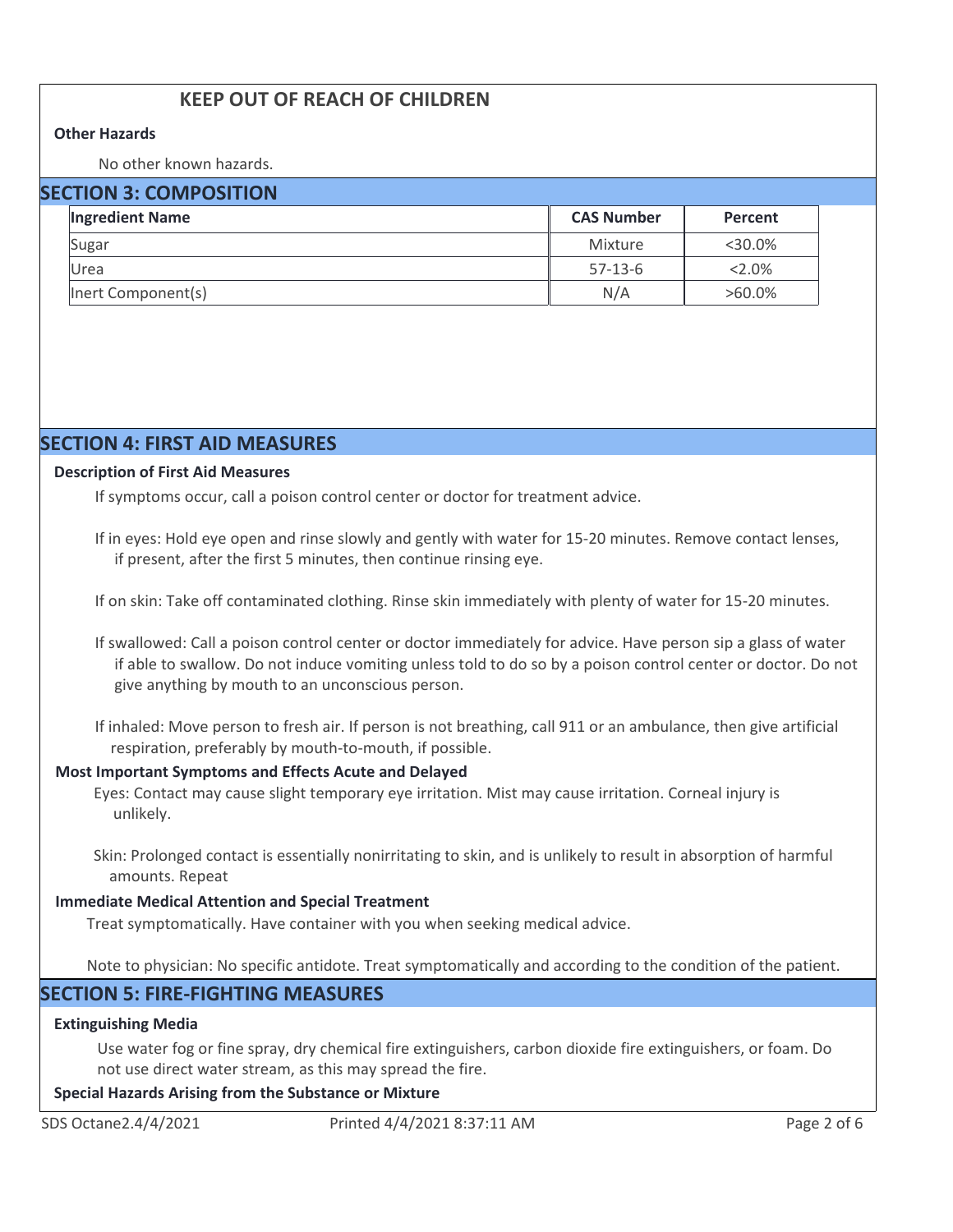**KEEP OUT OF REACH OF CHILDREN**

**Other Hazards**

No other known hazards.

## SECTION 3: COMPOSITION

| Ingredient Name | CAS Number | Percent |
|---|---|---|
| Sugar | Mixture | <30.0% |
| Urea | 57-13-6 | <2.0% |
| Inert Component(s) | N/A | >60.0% |

## SECTION 4: FIRST AID MEASURES

**Description of First Aid Measures**

If symptoms occur, call a poison control center or doctor for treatment advice.

If in eyes: Hold eye open and rinse slowly and gently with water for 15-20 minutes. Remove contact lenses, if present, after the first 5 minutes, then continue rinsing eye.

If on skin: Take off contaminated clothing. Rinse skin immediately with plenty of water for 15-20 minutes.

If swallowed: Call a poison control center or doctor immediately for advice. Have person sip a glass of water if able to swallow. Do not induce vomiting unless told to do so by a poison control center or doctor. Do not give anything by mouth to an unconscious person.

If inhaled: Move person to fresh air. If person is not breathing, call 911 or an ambulance, then give artificial respiration, preferably by mouth-to-mouth, if possible.

**Most Important Symptoms and Effects Acute and Delayed**

Eyes: Contact may cause slight temporary eye irritation. Mist may cause irritation. Corneal injury is unlikely.

Skin: Prolonged contact is essentially nonirritating to skin, and is unlikely to result in absorption of harmful amounts. Repeat

**Immediate Medical Attention and Special Treatment**

Treat symptomatically. Have container with you when seeking medical advice.

Note to physician: No specific antidote. Treat symptomatically and according to the condition of the patient.

## SECTION 5: FIRE-FIGHTING MEASURES

**Extinguishing Media**

Use water fog or fine spray, dry chemical fire extinguishers, carbon dioxide fire extinguishers, or foam. Do not use direct water stream, as this may spread the fire.

**Special Hazards Arising from the Substance or Mixture**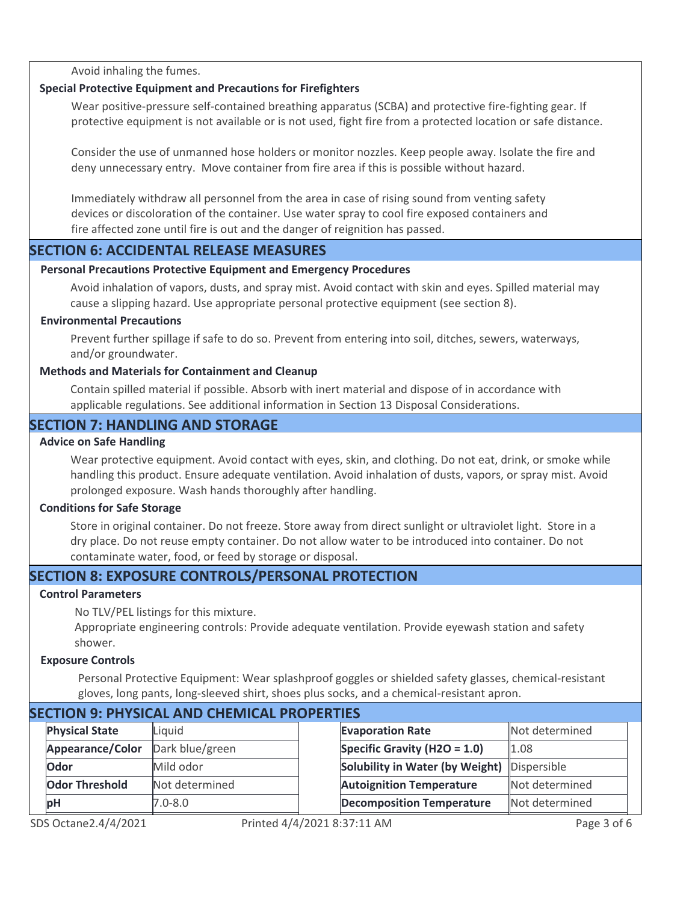Avoid inhaling the fumes.

**Special Protective Equipment and Precautions for Firefighters**

Wear positive-pressure self-contained breathing apparatus (SCBA) and protective fire-fighting gear. If protective equipment is not available or is not used, fight fire from a protected location or safe distance.

Consider the use of unmanned hose holders or monitor nozzles. Keep people away. Isolate the fire and deny unnecessary entry. Move container from fire area if this is possible without hazard.

Immediately withdraw all personnel from the area in case of rising sound from venting safety devices or discoloration of the container. Use water spray to cool fire exposed containers and fire affected zone until fire is out and the danger of reignition has passed.

## SECTION 6: ACCIDENTAL RELEASE MEASURES

**Personal Precautions Protective Equipment and Emergency Procedures**

Avoid inhalation of vapors, dusts, and spray mist. Avoid contact with skin and eyes. Spilled material may cause a slipping hazard. Use appropriate personal protective equipment (see section 8).

**Environmental Precautions**

Prevent further spillage if safe to do so. Prevent from entering into soil, ditches, sewers, waterways, and/or groundwater.

**Methods and Materials for Containment and Cleanup**

Contain spilled material if possible. Absorb with inert material and dispose of in accordance with applicable regulations. See additional information in Section 13 Disposal Considerations.

## SECTION 7: HANDLING AND STORAGE

**Advice on Safe Handling**

Wear protective equipment. Avoid contact with eyes, skin, and clothing. Do not eat, drink, or smoke while handling this product. Ensure adequate ventilation. Avoid inhalation of dusts, vapors, or spray mist. Avoid prolonged exposure. Wash hands thoroughly after handling.

**Conditions for Safe Storage**

Store in original container. Do not freeze. Store away from direct sunlight or ultraviolet light. Store in a dry place. Do not reuse empty container. Do not allow water to be introduced into container. Do not contaminate water, food, or feed by storage or disposal.

## SECTION 8: EXPOSURE CONTROLS/PERSONAL PROTECTION

**Control Parameters**

No TLV/PEL listings for this mixture.
Appropriate engineering controls: Provide adequate ventilation. Provide eyewash station and safety shower.

**Exposure Controls**

Personal Protective Equipment: Wear splashproof goggles or shielded safety glasses, chemical-resistant gloves, long pants, long-sleeved shirt, shoes plus socks, and a chemical-resistant apron.

## SECTION 9: PHYSICAL AND CHEMICAL PROPERTIES

| Property | Value | Property | Value |
|---|---|---|---|
| **Physical State** | Liquid | **Evaporation Rate** | Not determined |
| **Appearance/Color** | Dark blue/green | **Specific Gravity ($H_2O$ = 1.0)** | 1.08 |
| **Odor** | Mild odor | **Solubility in Water (by Weight)** | Dispersible |
| **Odor Threshold** | Not determined | **Autoignition Temperature** | Not determined |
| **pH** | 7.0-8.0 | **Decomposition Temperature** | Not determined |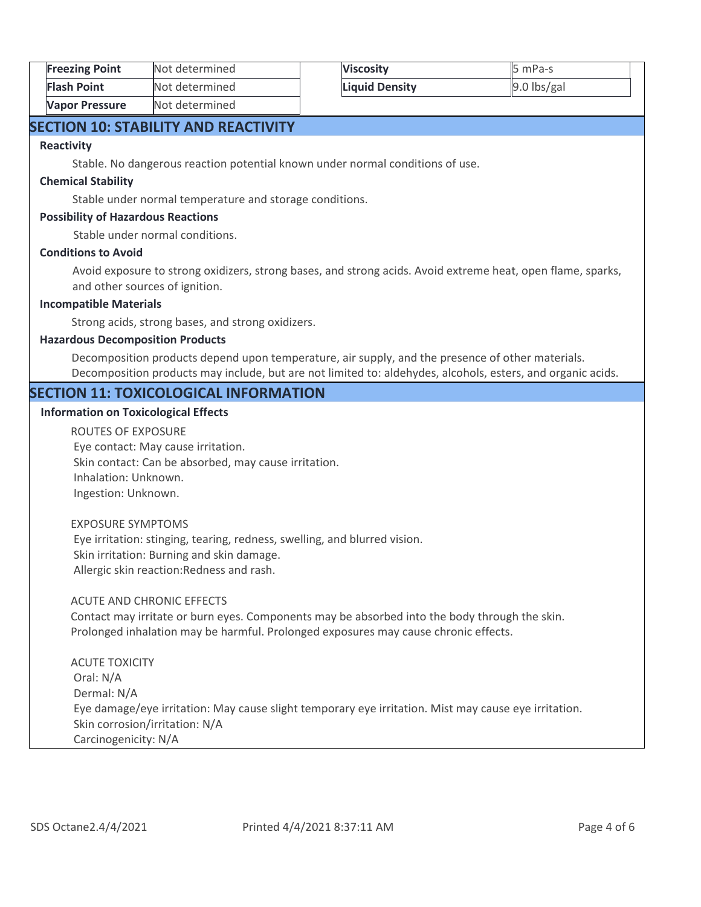| Freezing Point | Not determined | Viscosity | 5 mPa-s |
| --- | --- | --- | --- |
| Flash Point | Not determined | Liquid Density | 9.0 lbs/gal |
| Vapor Pressure | Not determined | | |

## SECTION 10: STABILITY AND REACTIVITY

**Reactivity**

Stable. No dangerous reaction potential known under normal conditions of use.

**Chemical Stability**

Stable under normal temperature and storage conditions.

**Possibility of Hazardous Reactions**

Stable under normal conditions.

**Conditions to Avoid**

Avoid exposure to strong oxidizers, strong bases, and strong acids. Avoid extreme heat, open flame, sparks, and other sources of ignition.

**Incompatible Materials**

Strong acids, strong bases, and strong oxidizers.

**Hazardous Decomposition Products**

Decomposition products depend upon temperature, air supply, and the presence of other materials. Decomposition products may include, but are not limited to: aldehydes, alcohols, esters, and organic acids.

## SECTION 11: TOXICOLOGICAL INFORMATION

**Information on Toxicological Effects**

ROUTES OF EXPOSURE
Eye contact: May cause irritation.
Skin contact: Can be absorbed, may cause irritation.
Inhalation: Unknown.
Ingestion: Unknown.

EXPOSURE SYMPTOMS
Eye irritation: stinging, tearing, redness, swelling, and blurred vision.
Skin irritation: Burning and skin damage.
Allergic skin reaction:Redness and rash.

ACUTE AND CHRONIC EFFECTS
Contact may irritate or burn eyes. Components may be absorbed into the body through the skin.
Prolonged inhalation may be harmful. Prolonged exposures may cause chronic effects.

ACUTE TOXICITY
Oral: N/A
Dermal: N/A
Eye damage/eye irritation: May cause slight temporary eye irritation. Mist may cause eye irritation.
Skin corrosion/irritation: N/A
Carcinogenicity: N/A

SDS Octane2.4/4/2021 Printed 4/4/2021 8:37:11 AM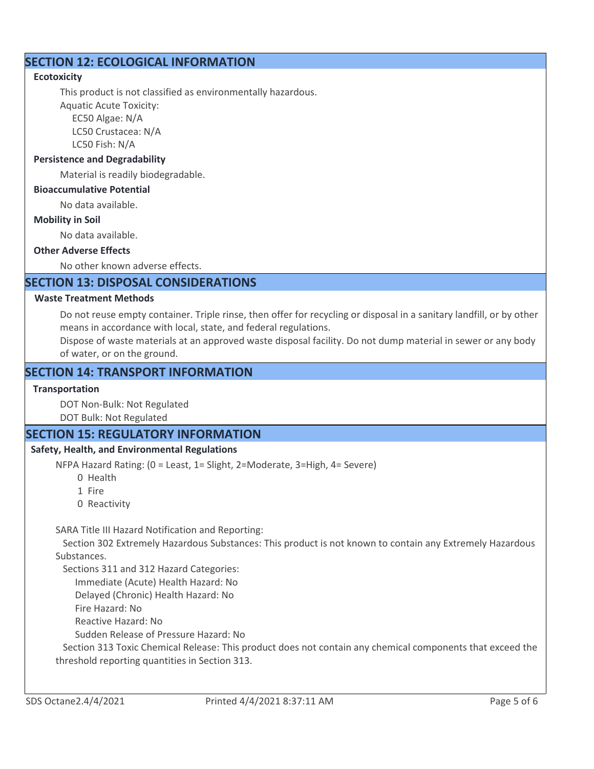## SECTION 12: ECOLOGICAL INFORMATION

**Ecotoxicity**

This product is not classified as environmentally hazardous.

Aquatic Acute Toxicity:

EC50 Algae: N/A

LC50 Crustacea: N/A

LC50 Fish: N/A

**Persistence and Degradability**

Material is readily biodegradable.

**Bioaccumulative Potential**

No data available.

**Mobility in Soil**

No data available.

**Other Adverse Effects**

No other known adverse effects.

## SECTION 13: DISPOSAL CONSIDERATIONS

**Waste Treatment Methods**

Do not reuse empty container. Triple rinse, then offer for recycling or disposal in a sanitary landfill, or by other means in accordance with local, state, and federal regulations.

Dispose of waste materials at an approved waste disposal facility. Do not dump material in sewer or any body of water, or on the ground.

## SECTION 14: TRANSPORT INFORMATION

**Transportation**

DOT Non-Bulk: Not Regulated

DOT Bulk: Not Regulated

## SECTION 15: REGULATORY INFORMATION

**Safety, Health, and Environmental Regulations**

NFPA Hazard Rating: (0 = Least, 1= Slight, 2=Moderate, 3=High, 4= Severe)

0 Health

1 Fire

0 Reactivity

SARA Title III Hazard Notification and Reporting:

Section 302 Extremely Hazardous Substances: This product is not known to contain any Extremely Hazardous Substances.

Sections 311 and 312 Hazard Categories:

Immediate (Acute) Health Hazard: No

Delayed (Chronic) Health Hazard: No

Fire Hazard: No

Reactive Hazard: No

Sudden Release of Pressure Hazard: No

Section 313 Toxic Chemical Release: This product does not contain any chemical components that exceed the threshold reporting quantities in Section 313.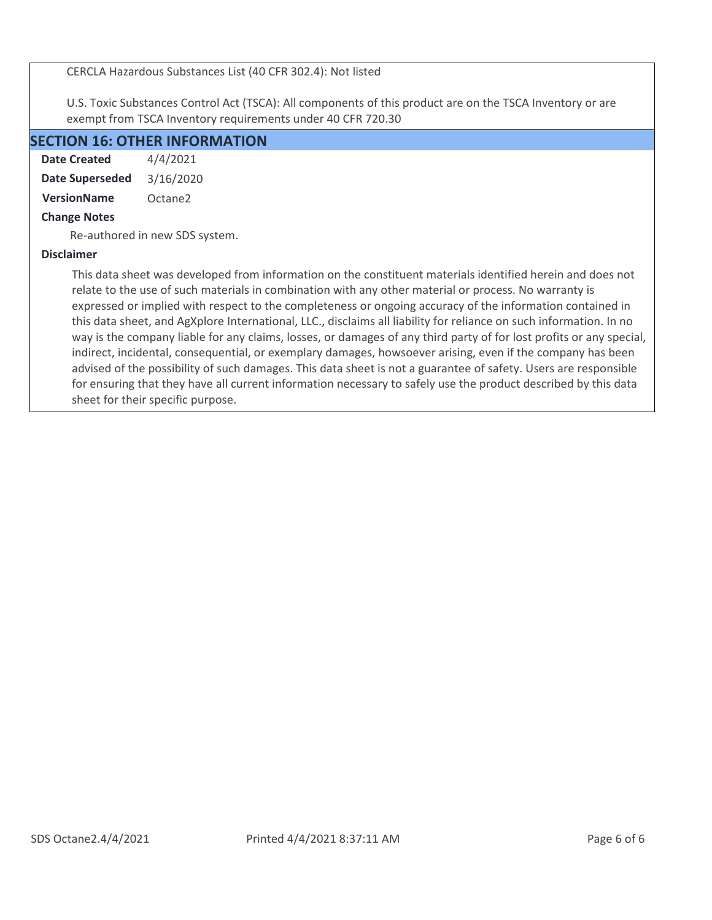CERCLA Hazardous Substances List (40 CFR 302.4): Not listed

U.S. Toxic Substances Control Act (TSCA): All components of this product are on the TSCA Inventory or are exempt from TSCA Inventory requirements under 40 CFR 720.30

## SECTION 16: OTHER INFORMATION

**Date Created** 4/4/2021

**Date Superseded** 3/16/2020

**VersionName** Octane2

**Change Notes**

Re-authored in new SDS system.

**Disclaimer**

This data sheet was developed from information on the constituent materials identified herein and does not relate to the use of such materials in combination with any other material or process. No warranty is expressed or implied with respect to the completeness or ongoing accuracy of the information contained in this data sheet, and AgXplore International, LLC., disclaims all liability for reliance on such information. In no way is the company liable for any claims, losses, or damages of any third party of for lost profits or any special, indirect, incidental, consequential, or exemplary damages, howsoever arising, even if the company has been advised of the possibility of such damages. This data sheet is not a guarantee of safety. Users are responsible for ensuring that they have all current information necessary to safely use the product described by this data sheet for their specific purpose.